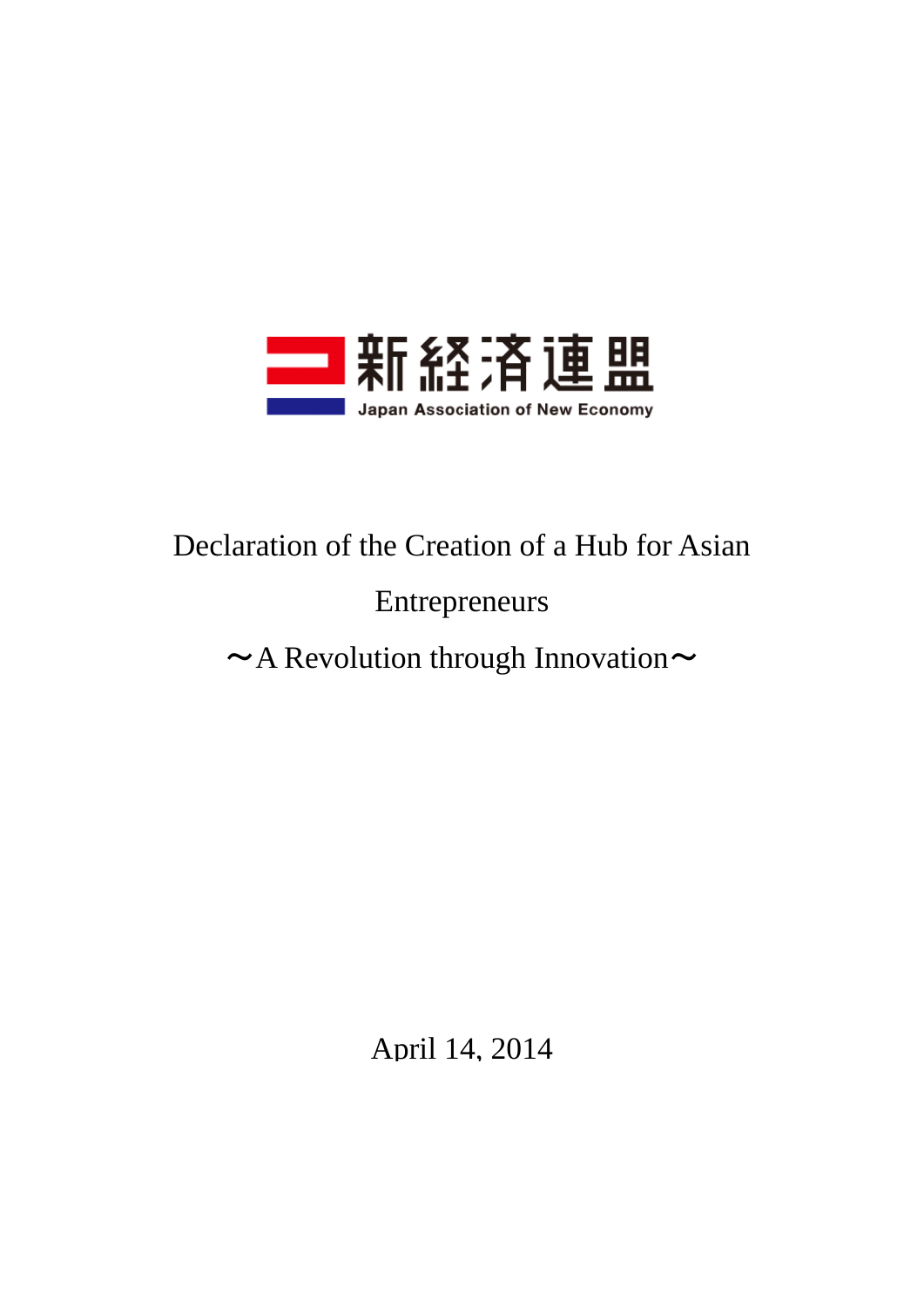新経済連盟

Japan Association of New Economy

# Declaration of the Creation of a Hub for Asian Entrepreneurs

## ～A Revolution through Innovation～

April 14, 2014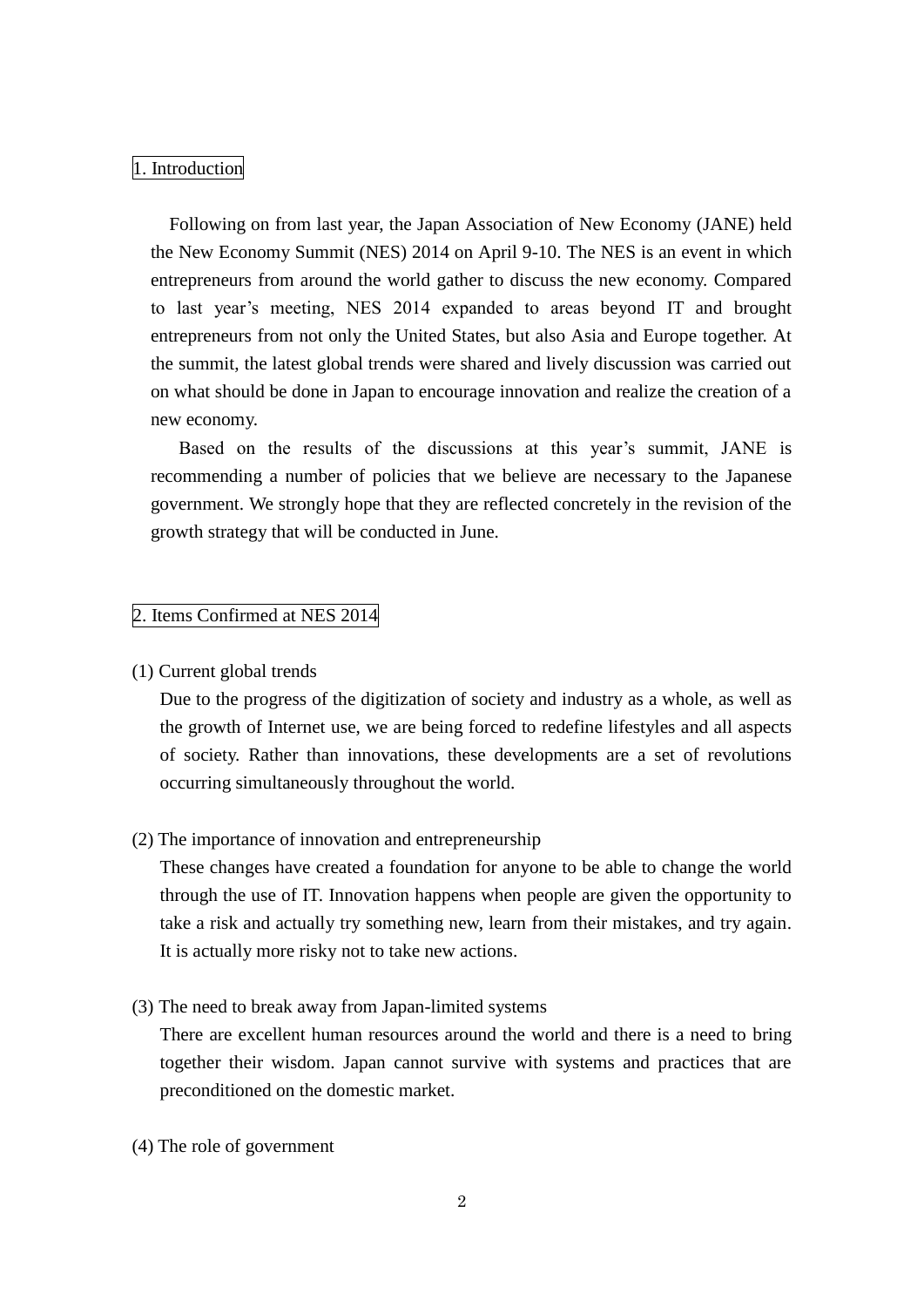## 1. Introduction

Following on from last year, the Japan Association of New Economy (JANE) held the New Economy Summit (NES) 2014 on April 9-10. The NES is an event in which entrepreneurs from around the world gather to discuss the new economy. Compared to last year's meeting, NES 2014 expanded to areas beyond IT and brought entrepreneurs from not only the United States, but also Asia and Europe together. At the summit, the latest global trends were shared and lively discussion was carried out on what should be done in Japan to encourage innovation and realize the creation of a new economy.

Based on the results of the discussions at this year's summit, JANE is recommending a number of policies that we believe are necessary to the Japanese government. We strongly hope that they are reflected concretely in the revision of the growth strategy that will be conducted in June.

## 2. Items Confirmed at NES 2014

(1) Current global trends

Due to the progress of the digitization of society and industry as a whole, as well as the growth of Internet use, we are being forced to redefine lifestyles and all aspects of society. Rather than innovations, these developments are a set of revolutions occurring simultaneously throughout the world.

(2) The importance of innovation and entrepreneurship

These changes have created a foundation for anyone to be able to change the world through the use of IT. Innovation happens when people are given the opportunity to take a risk and actually try something new, learn from their mistakes, and try again. It is actually more risky not to take new actions.

(3) The need to break away from Japan-limited systems

There are excellent human resources around the world and there is a need to bring together their wisdom. Japan cannot survive with systems and practices that are preconditioned on the domestic market.

(4) The role of government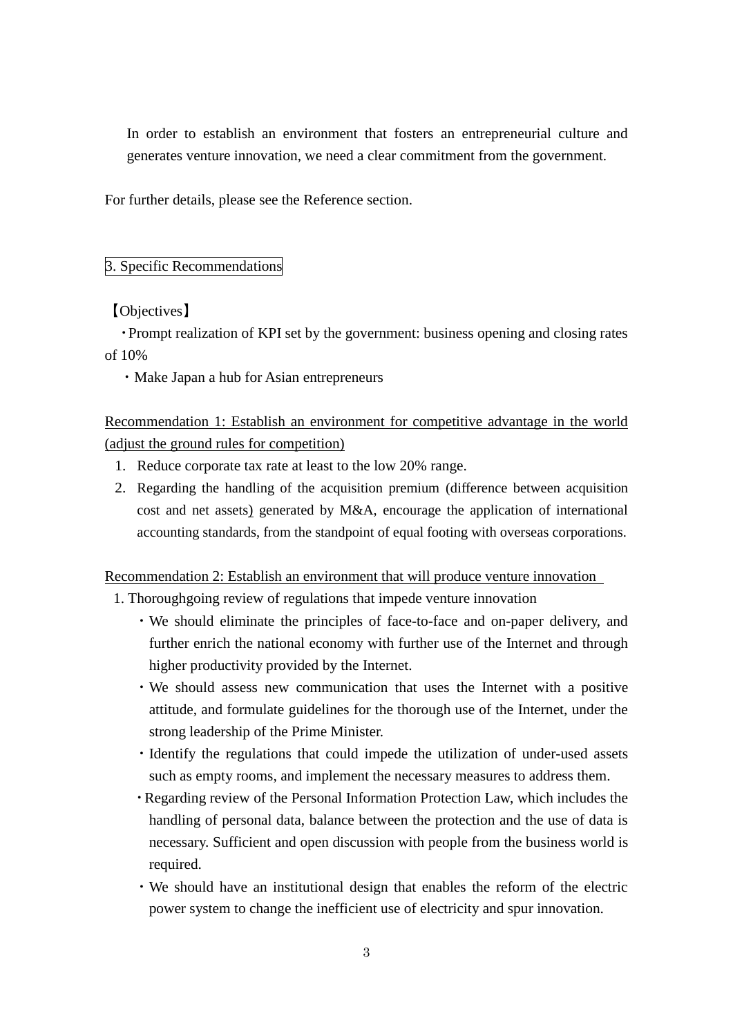In order to establish an environment that fosters an entrepreneurial culture and generates venture innovation, we need a clear commitment from the government.

For further details, please see the Reference section.

## 3. Specific Recommendations

【Objectives】

・Prompt realization of KPI set by the government: business opening and closing rates of 10%

・Make Japan a hub for Asian entrepreneurs

### Recommendation 1: Establish an environment for competitive advantage in the world (adjust the ground rules for competition)

1. Reduce corporate tax rate at least to the low 20% range.
2. Regarding the handling of the acquisition premium (difference between acquisition cost and net assets) generated by M&A, encourage the application of international accounting standards, from the standpoint of equal footing with overseas corporations.

### Recommendation 2: Establish an environment that will produce venture innovation

1. Thoroughgoing review of regulations that impede venture innovation
   - We should eliminate the principles of face-to-face and on-paper delivery, and further enrich the national economy with further use of the Internet and through higher productivity provided by the Internet.
   - We should assess new communication that uses the Internet with a positive attitude, and formulate guidelines for the thorough use of the Internet, under the strong leadership of the Prime Minister.
   - Identify the regulations that could impede the utilization of under-used assets such as empty rooms, and implement the necessary measures to address them.
   - Regarding review of the Personal Information Protection Law, which includes the handling of personal data, balance between the protection and the use of data is necessary. Sufficient and open discussion with people from the business world is required.
   - We should have an institutional design that enables the reform of the electric power system to change the inefficient use of electricity and spur innovation.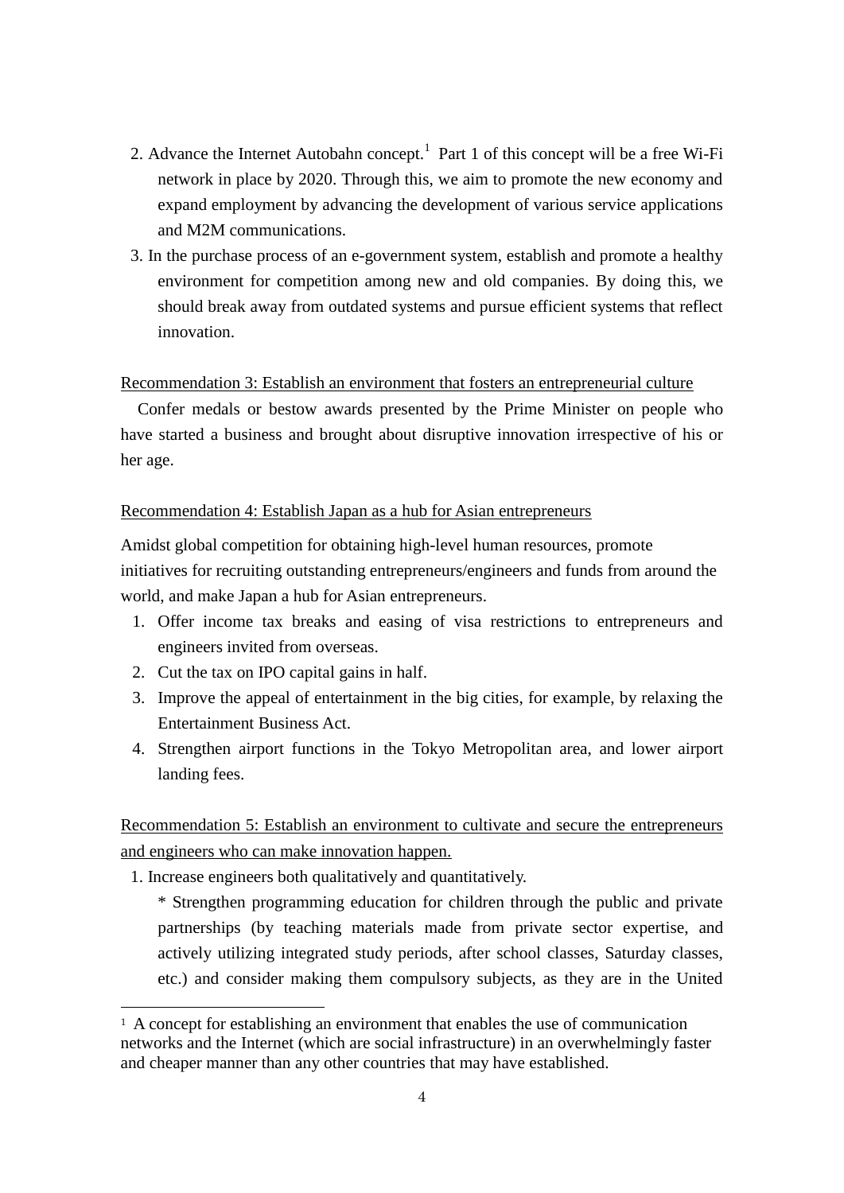2. Advance the Internet Autobahn concept.[1] Part 1 of this concept will be a free Wi-Fi network in place by 2020. Through this, we aim to promote the new economy and expand employment by advancing the development of various service applications and M2M communications.
3. In the purchase process of an e-government system, establish and promote a healthy environment for competition among new and old companies. By doing this, we should break away from outdated systems and pursue efficient systems that reflect innovation.

<u>Recommendation 3: Establish an environment that fosters an entrepreneurial culture</u>

Confer medals or bestow awards presented by the Prime Minister on people who have started a business and brought about disruptive innovation irrespective of his or her age.

<u>Recommendation 4: Establish Japan as a hub for Asian entrepreneurs</u>

Amidst global competition for obtaining high-level human resources, promote initiatives for recruiting outstanding entrepreneurs/engineers and funds from around the world, and make Japan a hub for Asian entrepreneurs.

1. Offer income tax breaks and easing of visa restrictions to entrepreneurs and engineers invited from overseas.
2. Cut the tax on IPO capital gains in half.
3. Improve the appeal of entertainment in the big cities, for example, by relaxing the Entertainment Business Act.
4. Strengthen airport functions in the Tokyo Metropolitan area, and lower airport landing fees.

<u>Recommendation 5: Establish an environment to cultivate and secure the entrepreneurs and engineers who can make innovation happen.</u>

1. Increase engineers both qualitatively and quantitatively.

   * Strengthen programming education for children through the public and private partnerships (by teaching materials made from private sector expertise, and actively utilizing integrated study periods, after school classes, Saturday classes, etc.) and consider making them compulsory subjects, as they are in the United

---

[1] A concept for establishing an environment that enables the use of communication networks and the Internet (which are social infrastructure) in an overwhelmingly faster and cheaper manner than any other countries that may have established.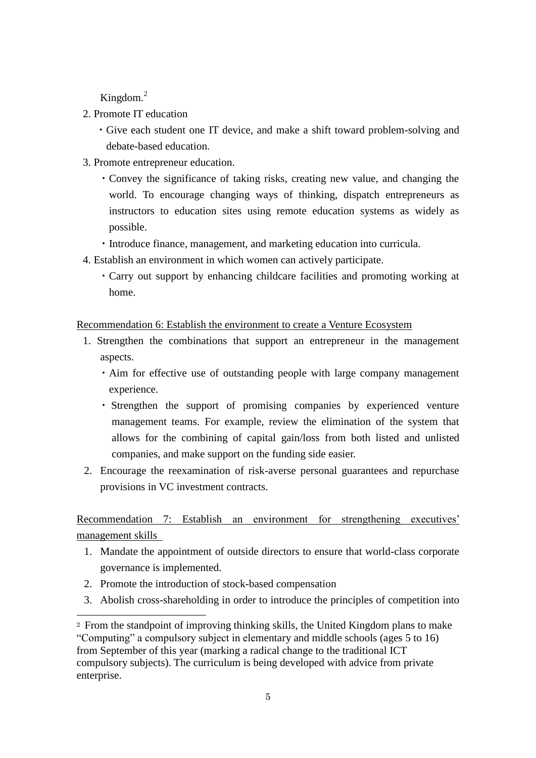Kingdom.[2]

2. Promote IT education
   - Give each student one IT device, and make a shift toward problem-solving and debate-based education.
3. Promote entrepreneur education.
   - Convey the significance of taking risks, creating new value, and changing the world. To encourage changing ways of thinking, dispatch entrepreneurs as instructors to education sites using remote education systems as widely as possible.
   - Introduce finance, management, and marketing education into curricula.
4. Establish an environment in which women can actively participate.
   - Carry out support by enhancing childcare facilities and promoting working at home.

<u>Recommendation 6: Establish the environment to create a Venture Ecosystem</u>

1. Strengthen the combinations that support an entrepreneur in the management aspects.
   - Aim for effective use of outstanding people with large company management experience.
   - Strengthen the support of promising companies by experienced venture management teams. For example, review the elimination of the system that allows for the combining of capital gain/loss from both listed and unlisted companies, and make support on the funding side easier.
2. Encourage the reexamination of risk-averse personal guarantees and repurchase provisions in VC investment contracts.

<u>Recommendation 7: Establish an environment for strengthening executives' management skills</u>

1. Mandate the appointment of outside directors to ensure that world-class corporate governance is implemented.
2. Promote the introduction of stock-based compensation
3. Abolish cross-shareholding in order to introduce the principles of competition into

---

[2] From the standpoint of improving thinking skills, the United Kingdom plans to make "Computing" a compulsory subject in elementary and middle schools (ages 5 to 16) from September of this year (marking a radical change to the traditional ICT compulsory subjects). The curriculum is being developed with advice from private enterprise.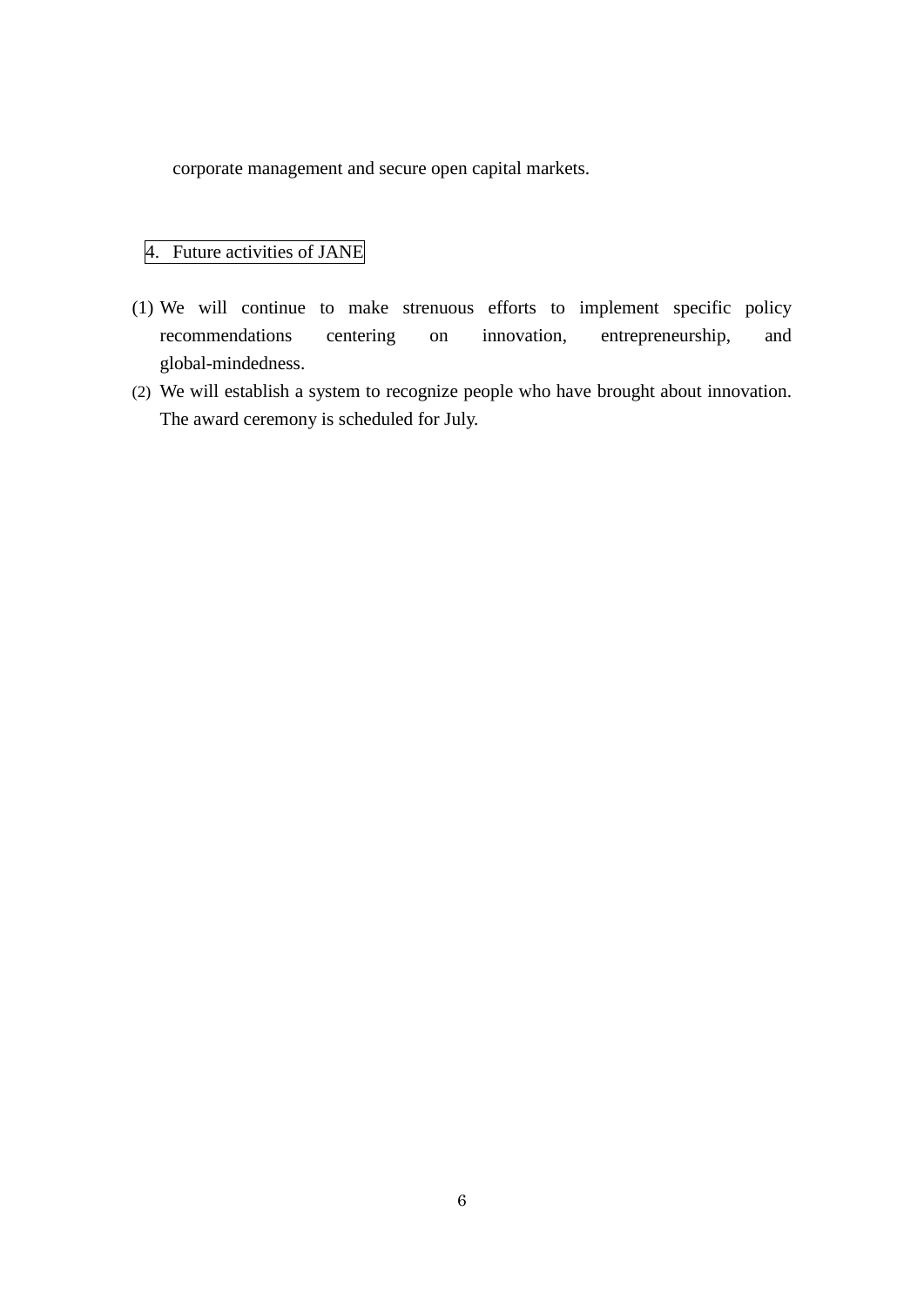corporate management and secure open capital markets.

## 4. Future activities of JANE

(1) We will continue to make strenuous efforts to implement specific policy recommendations centering on innovation, entrepreneurship, and global-mindedness.

(2) We will establish a system to recognize people who have brought about innovation. The award ceremony is scheduled for July.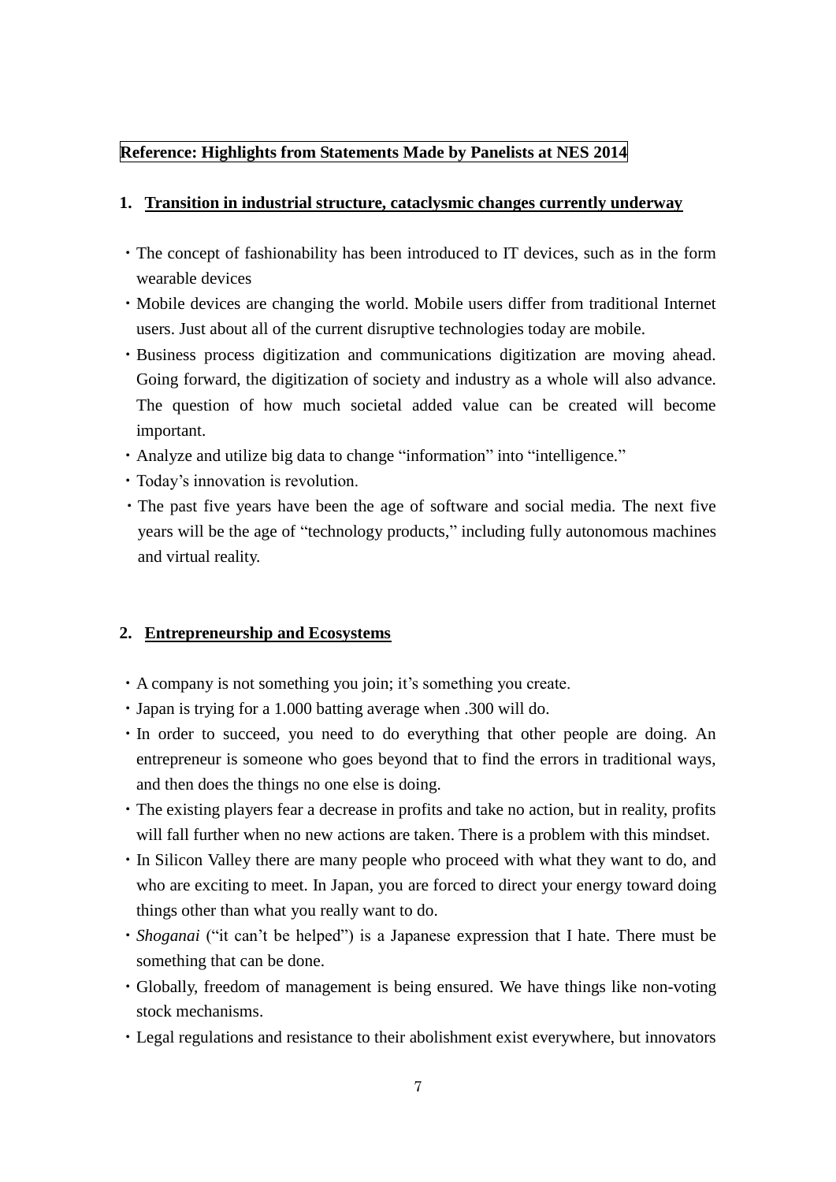**Reference: Highlights from Statements Made by Panelists at NES 2014**

1. **Transition in industrial structure, cataclysmic changes currently underway**

- The concept of fashionability has been introduced to IT devices, such as in the form wearable devices
- Mobile devices are changing the world. Mobile users differ from traditional Internet users. Just about all of the current disruptive technologies today are mobile.
- Business process digitization and communications digitization are moving ahead. Going forward, the digitization of society and industry as a whole will also advance. The question of how much societal added value can be created will become important.
- Analyze and utilize big data to change "information" into "intelligence."
- Today's innovation is revolution.
- The past five years have been the age of software and social media. The next five years will be the age of "technology products," including fully autonomous machines and virtual reality.

2. **Entrepreneurship and Ecosystems**

- A company is not something you join; it's something you create.
- Japan is trying for a 1.000 batting average when .300 will do.
- In order to succeed, you need to do everything that other people are doing. An entrepreneur is someone who goes beyond that to find the errors in traditional ways, and then does the things no one else is doing.
- The existing players fear a decrease in profits and take no action, but in reality, profits will fall further when no new actions are taken. There is a problem with this mindset.
- In Silicon Valley there are many people who proceed with what they want to do, and who are exciting to meet. In Japan, you are forced to direct your energy toward doing things other than what you really want to do.
- *Shoganai* ("it can't be helped") is a Japanese expression that I hate. There must be something that can be done.
- Globally, freedom of management is being ensured. We have things like non-voting stock mechanisms.
- Legal regulations and resistance to their abolishment exist everywhere, but innovators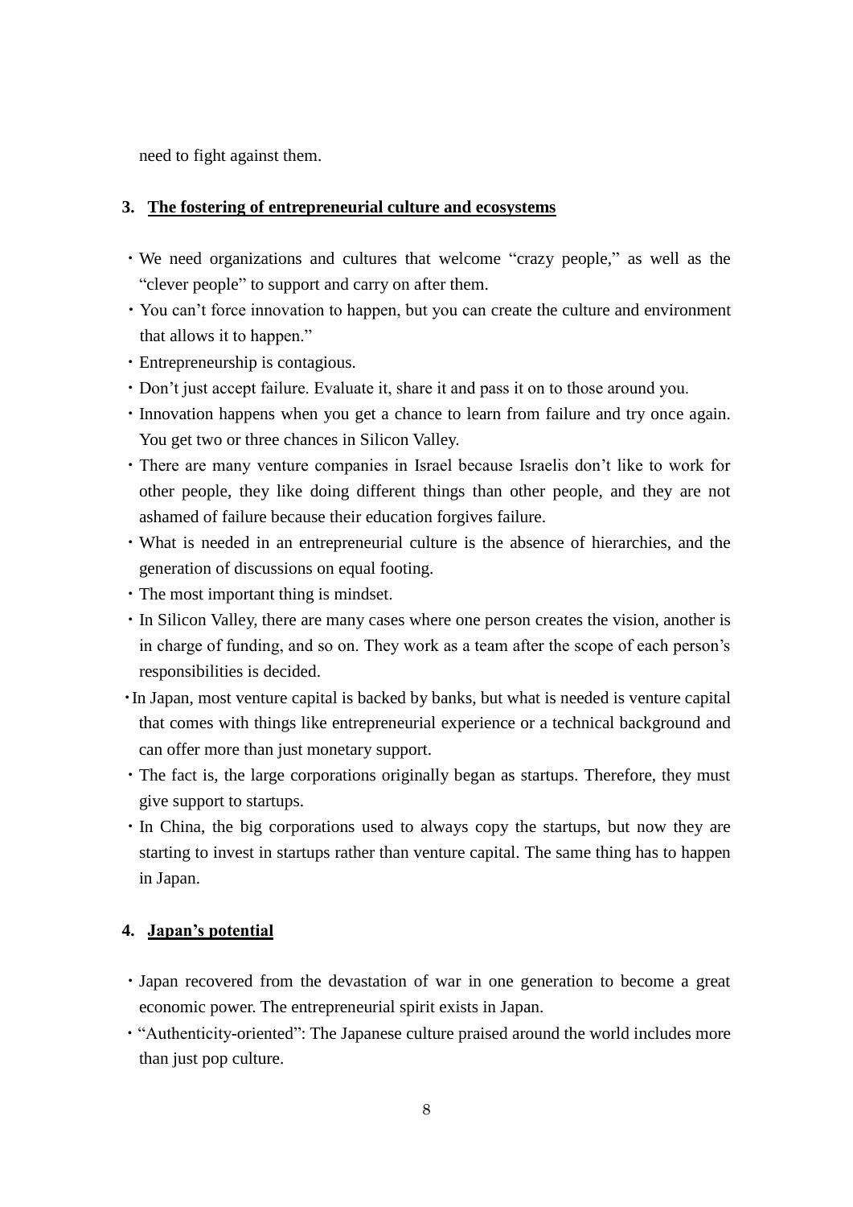need to fight against them.

## 3. The fostering of entrepreneurial culture and ecosystems

- We need organizations and cultures that welcome "crazy people," as well as the "clever people" to support and carry on after them.
- You can't force innovation to happen, but you can create the culture and environment that allows it to happen."
- Entrepreneurship is contagious.
- Don't just accept failure. Evaluate it, share it and pass it on to those around you.
- Innovation happens when you get a chance to learn from failure and try once again. You get two or three chances in Silicon Valley.
- There are many venture companies in Israel because Israelis don't like to work for other people, they like doing different things than other people, and they are not ashamed of failure because their education forgives failure.
- What is needed in an entrepreneurial culture is the absence of hierarchies, and the generation of discussions on equal footing.
- The most important thing is mindset.
- In Silicon Valley, there are many cases where one person creates the vision, another is in charge of funding, and so on. They work as a team after the scope of each person's responsibilities is decided.
- In Japan, most venture capital is backed by banks, but what is needed is venture capital that comes with things like entrepreneurial experience or a technical background and can offer more than just monetary support.
- The fact is, the large corporations originally began as startups. Therefore, they must give support to startups.
- In China, the big corporations used to always copy the startups, but now they are starting to invest in startups rather than venture capital. The same thing has to happen in Japan.

## 4. Japan's potential

- Japan recovered from the devastation of war in one generation to become a great economic power. The entrepreneurial spirit exists in Japan.
- "Authenticity-oriented": The Japanese culture praised around the world includes more than just pop culture.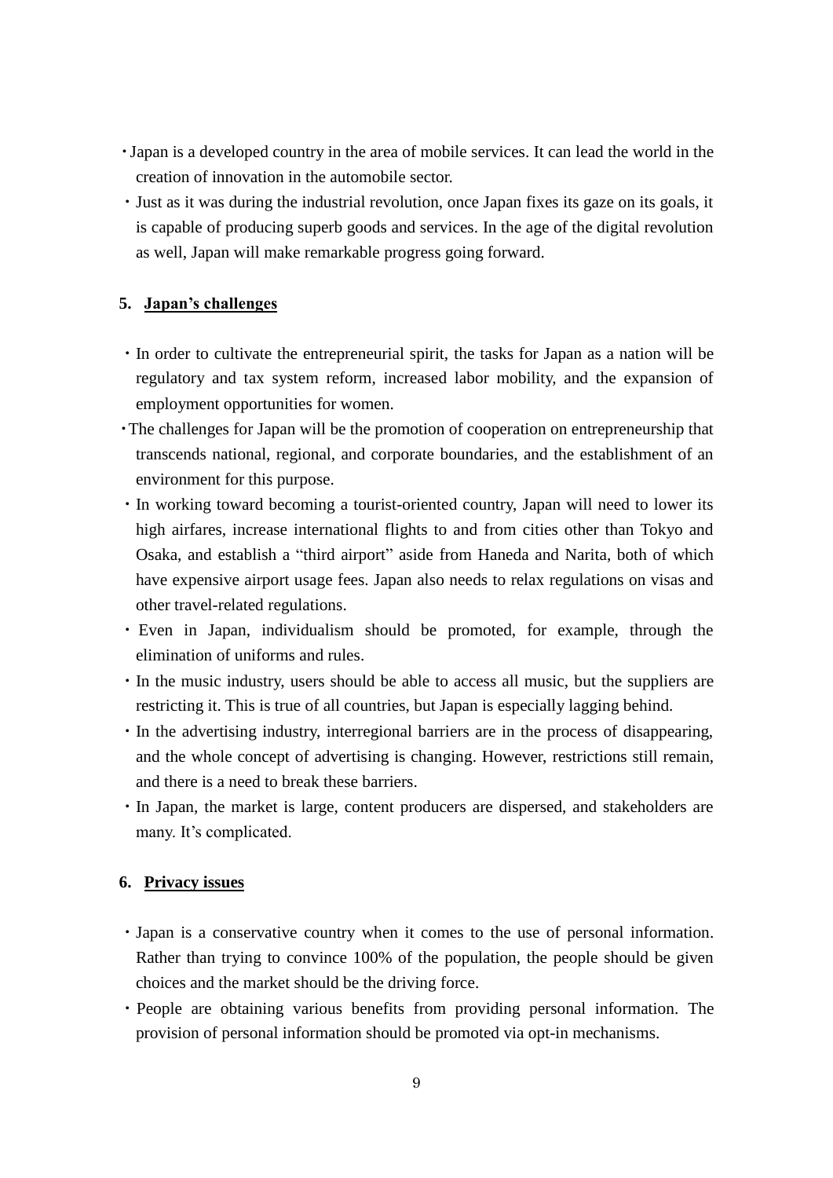- Japan is a developed country in the area of mobile services. It can lead the world in the creation of innovation in the automobile sector.
- Just as it was during the industrial revolution, once Japan fixes its gaze on its goals, it is capable of producing superb goods and services. In the age of the digital revolution as well, Japan will make remarkable progress going forward.

## 5. Japan's challenges

- In order to cultivate the entrepreneurial spirit, the tasks for Japan as a nation will be regulatory and tax system reform, increased labor mobility, and the expansion of employment opportunities for women.
- The challenges for Japan will be the promotion of cooperation on entrepreneurship that transcends national, regional, and corporate boundaries, and the establishment of an environment for this purpose.
- In working toward becoming a tourist-oriented country, Japan will need to lower its high airfares, increase international flights to and from cities other than Tokyo and Osaka, and establish a "third airport" aside from Haneda and Narita, both of which have expensive airport usage fees. Japan also needs to relax regulations on visas and other travel-related regulations.
- Even in Japan, individualism should be promoted, for example, through the elimination of uniforms and rules.
- In the music industry, users should be able to access all music, but the suppliers are restricting it. This is true of all countries, but Japan is especially lagging behind.
- In the advertising industry, interregional barriers are in the process of disappearing, and the whole concept of advertising is changing. However, restrictions still remain, and there is a need to break these barriers.
- In Japan, the market is large, content producers are dispersed, and stakeholders are many. It's complicated.

## 6. Privacy issues

- Japan is a conservative country when it comes to the use of personal information. Rather than trying to convince 100% of the population, the people should be given choices and the market should be the driving force.
- People are obtaining various benefits from providing personal information. The provision of personal information should be promoted via opt-in mechanisms.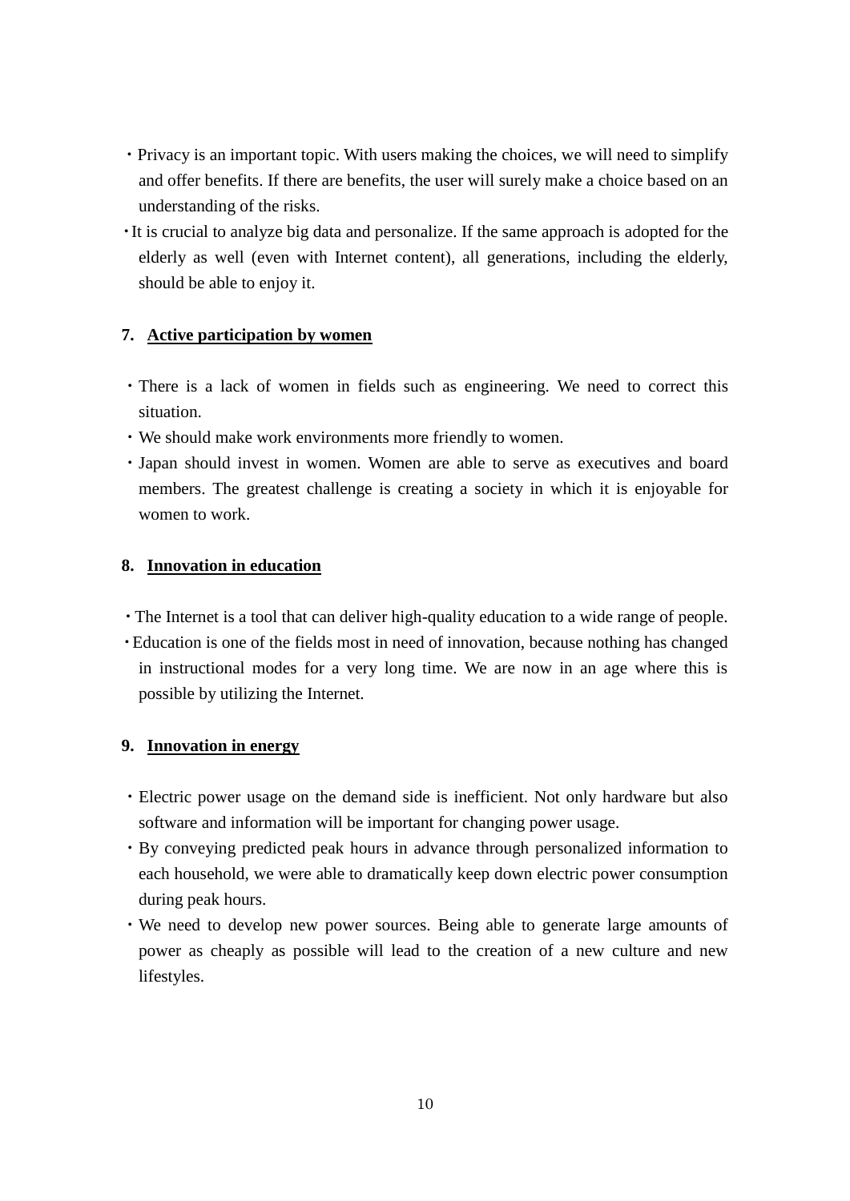- Privacy is an important topic. With users making the choices, we will need to simplify and offer benefits. If there are benefits, the user will surely make a choice based on an understanding of the risks.
- It is crucial to analyze big data and personalize. If the same approach is adopted for the elderly as well (even with Internet content), all generations, including the elderly, should be able to enjoy it.

### 7. <u>Active participation by women</u>

- There is a lack of women in fields such as engineering. We need to correct this situation.
- We should make work environments more friendly to women.
- Japan should invest in women. Women are able to serve as executives and board members. The greatest challenge is creating a society in which it is enjoyable for women to work.

### 8. <u>Innovation in education</u>

- The Internet is a tool that can deliver high-quality education to a wide range of people.
- Education is one of the fields most in need of innovation, because nothing has changed in instructional modes for a very long time. We are now in an age where this is possible by utilizing the Internet.

### 9. <u>Innovation in energy</u>

- Electric power usage on the demand side is inefficient. Not only hardware but also software and information will be important for changing power usage.
- By conveying predicted peak hours in advance through personalized information to each household, we were able to dramatically keep down electric power consumption during peak hours.
- We need to develop new power sources. Being able to generate large amounts of power as cheaply as possible will lead to the creation of a new culture and new lifestyles.